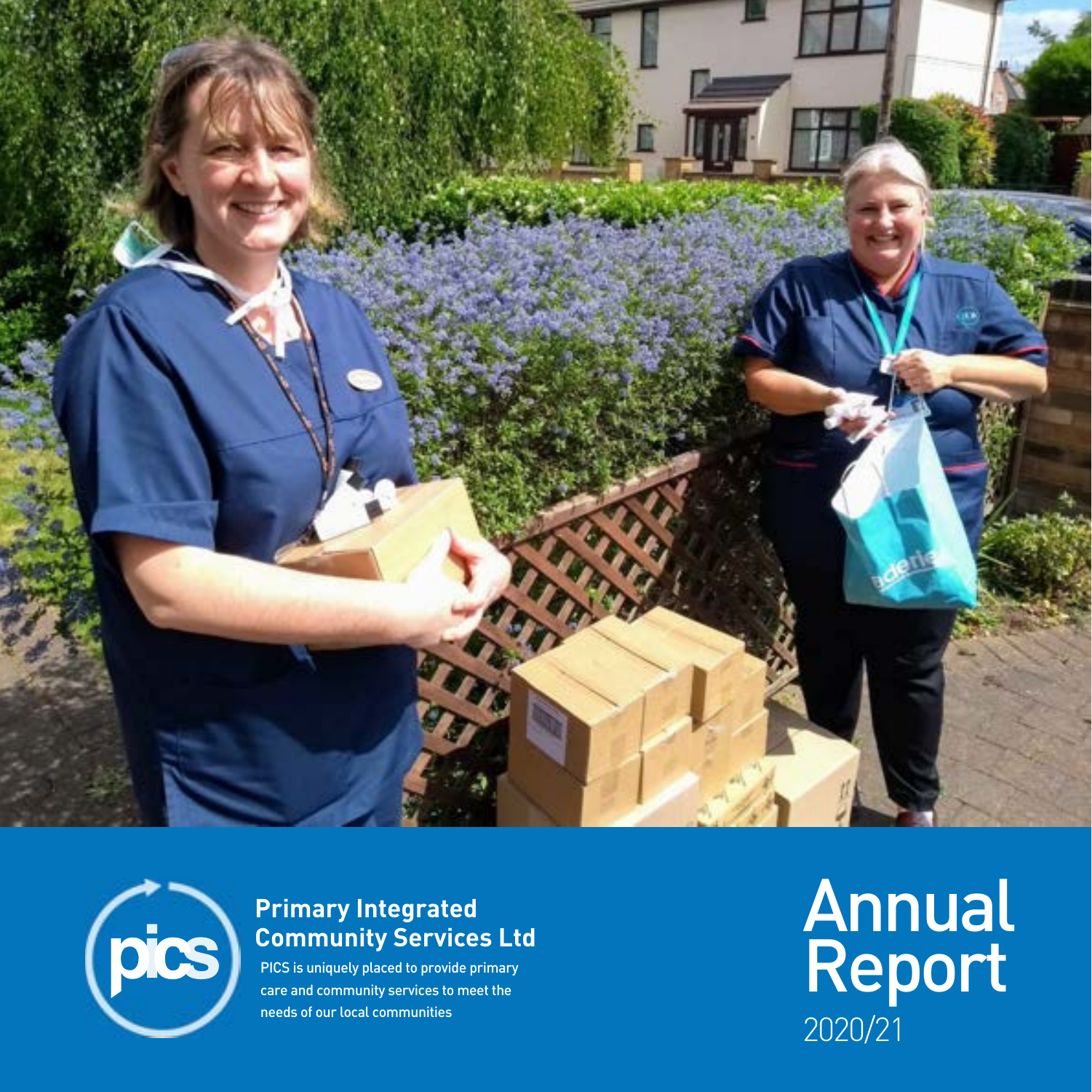pics

**Primary Integrated Community Services Ltd**

PICS is uniquely placed to provide primary care and community services to meet the needs of our local communities

# Annual Report

2020/21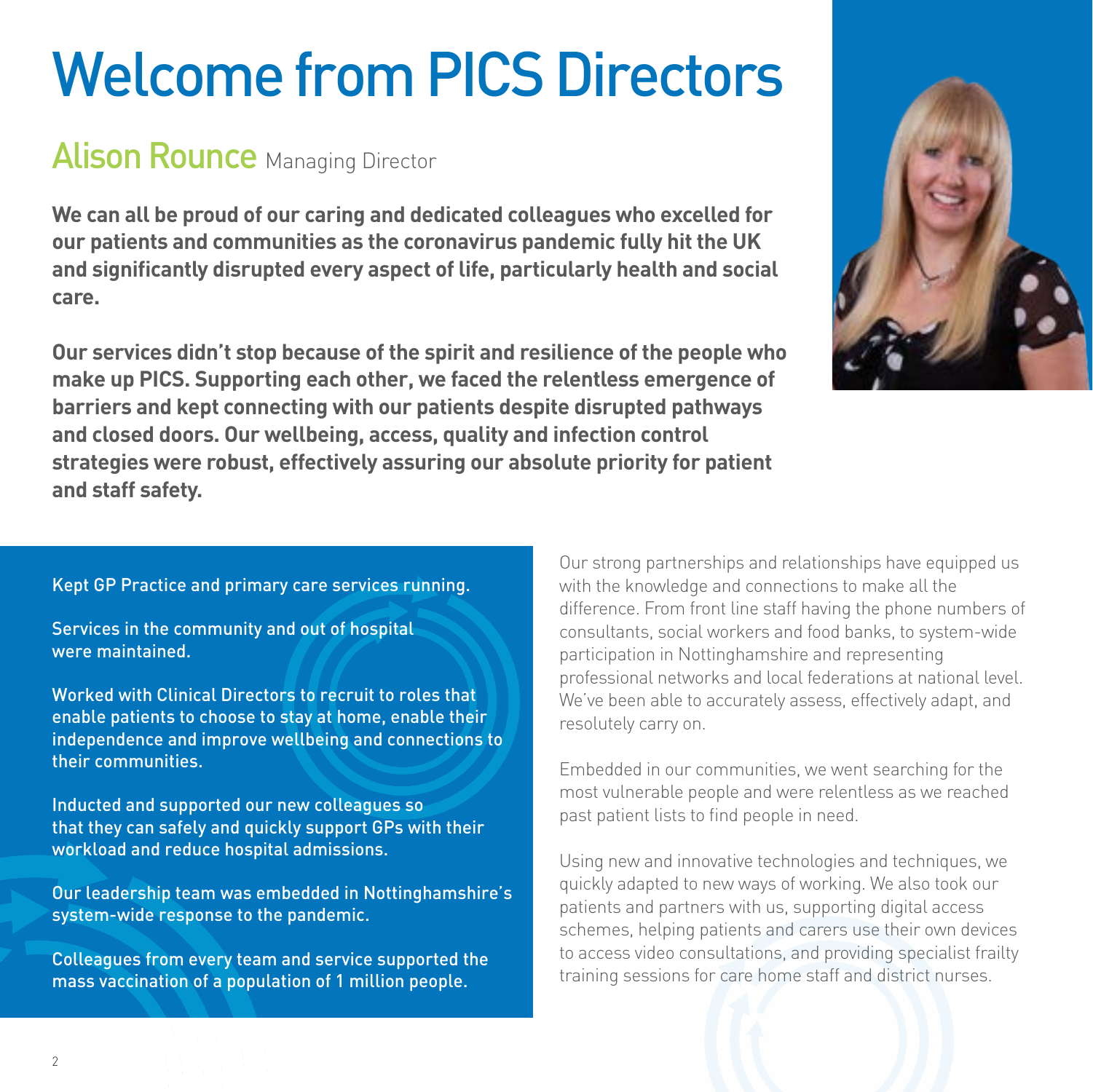# Welcome from PICS Directors

## Alison Rounce Managing Director

**We can all be proud of our caring and dedicated colleagues who excelled for our patients and communities as the coronavirus pandemic fully hit the UK and significantly disrupted every aspect of life, particularly health and social care.**

**Our services didn't stop because of the spirit and resilience of the people who make up PICS. Supporting each other, we faced the relentless emergence of barriers and kept connecting with our patients despite disrupted pathways and closed doors. Our wellbeing, access, quality and infection control strategies were robust, effectively assuring our absolute priority for patient and staff safety.**

Kept GP Practice and primary care services running.

Services in the community and out of hospital were maintained.

Worked with Clinical Directors to recruit to roles that enable patients to choose to stay at home, enable their independence and improve wellbeing and connections to their communities.

Inducted and supported our new colleagues so that they can safely and quickly support GPs with their workload and reduce hospital admissions.

Our leadership team was embedded in Nottinghamshire's system-wide response to the pandemic.

Colleagues from every team and service supported the mass vaccination of a population of 1 million people.

Our strong partnerships and relationships have equipped us with the knowledge and connections to make all the difference. From front line staff having the phone numbers of consultants, social workers and food banks, to system-wide participation in Nottinghamshire and representing professional networks and local federations at national level. We've been able to accurately assess, effectively adapt, and resolutely carry on.

Embedded in our communities, we went searching for the most vulnerable people and were relentless as we reached past patient lists to find people in need.

Using new and innovative technologies and techniques, we quickly adapted to new ways of working. We also took our patients and partners with us, supporting digital access schemes, helping patients and carers use their own devices to access video consultations, and providing specialist frailty training sessions for care home staff and district nurses.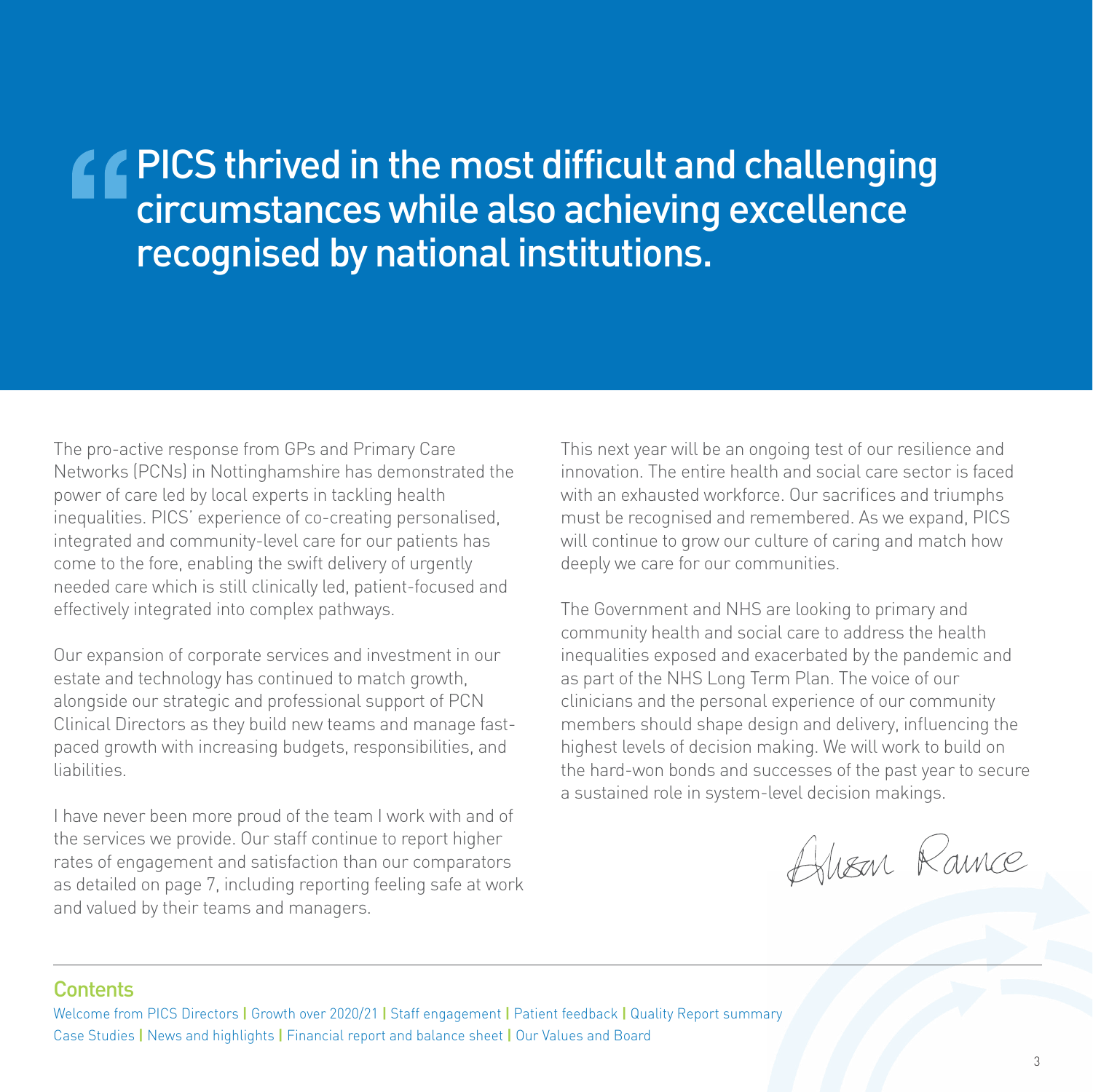> PICS thrived in the most difficult and challenging circumstances while also achieving excellence recognised by national institutions.

The pro-active response from GPs and Primary Care Networks (PCNs) in Nottinghamshire has demonstrated the power of care led by local experts in tackling health inequalities. PICS' experience of co-creating personalised, integrated and community-level care for our patients has come to the fore, enabling the swift delivery of urgently needed care which is still clinically led, patient-focused and effectively integrated into complex pathways.

Our expansion of corporate services and investment in our estate and technology has continued to match growth, alongside our strategic and professional support of PCN Clinical Directors as they build new teams and manage fast-paced growth with increasing budgets, responsibilities, and liabilities.

I have never been more proud of the team I work with and of the services we provide. Our staff continue to report higher rates of engagement and satisfaction than our comparators as detailed on page 7, including reporting feeling safe at work and valued by their teams and managers.

This next year will be an ongoing test of our resilience and innovation. The entire health and social care sector is faced with an exhausted workforce. Our sacrifices and triumphs must be recognised and remembered. As we expand, PICS will continue to grow our culture of caring and match how deeply we care for our communities.

The Government and NHS are looking to primary and community health and social care to address the health inequalities exposed and exacerbated by the pandemic and as part of the NHS Long Term Plan. The voice of our clinicians and the personal experience of our community members should shape design and delivery, influencing the highest levels of decision making. We will work to build on the hard-won bonds and successes of the past year to secure a sustained role in system-level decision makings.

Alison Rance

## Contents

Welcome from PICS Directors | Growth over 2020/21 | Staff engagement | Patient feedback | Quality Report summary | Case Studies | News and highlights | Financial report and balance sheet | Our Values and Board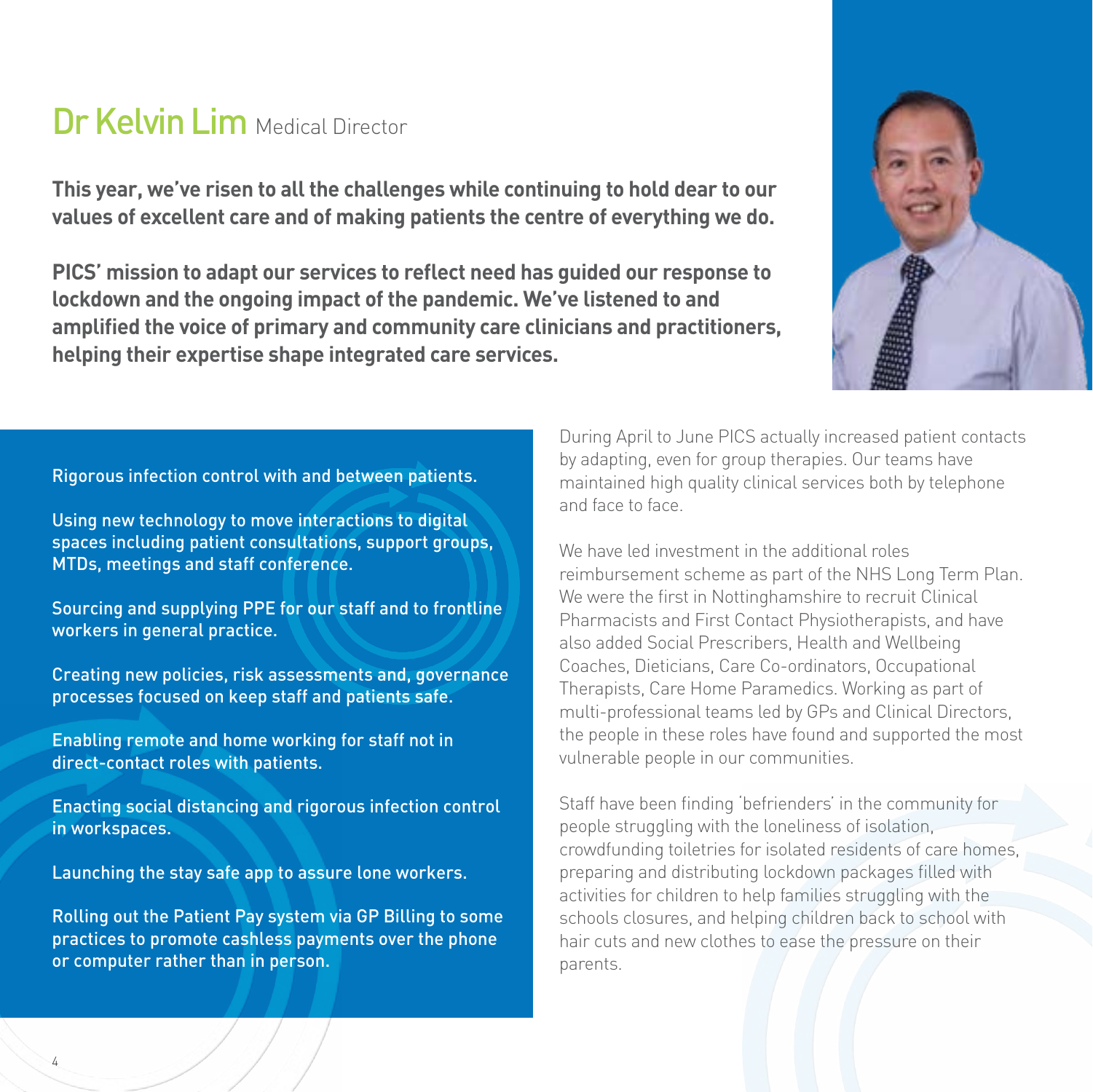## Dr Kelvin Lim Medical Director

**This year, we've risen to all the challenges while continuing to hold dear to our values of excellent care and of making patients the centre of everything we do.**

**PICS' mission to adapt our services to reflect need has guided our response to lockdown and the ongoing impact of the pandemic. We've listened to and amplified the voice of primary and community care clinicians and practitioners, helping their expertise shape integrated care services.**

Rigorous infection control with and between patients.

Using new technology to move interactions to digital spaces including patient consultations, support groups, MTDs, meetings and staff conference.

Sourcing and supplying PPE for our staff and to frontline workers in general practice.

Creating new policies, risk assessments and, governance processes focused on keep staff and patients safe.

Enabling remote and home working for staff not in direct-contact roles with patients.

Enacting social distancing and rigorous infection control in workspaces.

Launching the stay safe app to assure lone workers.

Rolling out the Patient Pay system via GP Billing to some practices to promote cashless payments over the phone or computer rather than in person.

During April to June PICS actually increased patient contacts by adapting, even for group therapies. Our teams have maintained high quality clinical services both by telephone and face to face.

We have led investment in the additional roles reimbursement scheme as part of the NHS Long Term Plan. We were the first in Nottinghamshire to recruit Clinical Pharmacists and First Contact Physiotherapists, and have also added Social Prescribers, Health and Wellbeing Coaches, Dieticians, Care Co-ordinators, Occupational Therapists, Care Home Paramedics. Working as part of multi-professional teams led by GPs and Clinical Directors, the people in these roles have found and supported the most vulnerable people in our communities.

Staff have been finding 'befrienders' in the community for people struggling with the loneliness of isolation, crowdfunding toiletries for isolated residents of care homes, preparing and distributing lockdown packages filled with activities for children to help families struggling with the schools closures, and helping children back to school with hair cuts and new clothes to ease the pressure on their parents.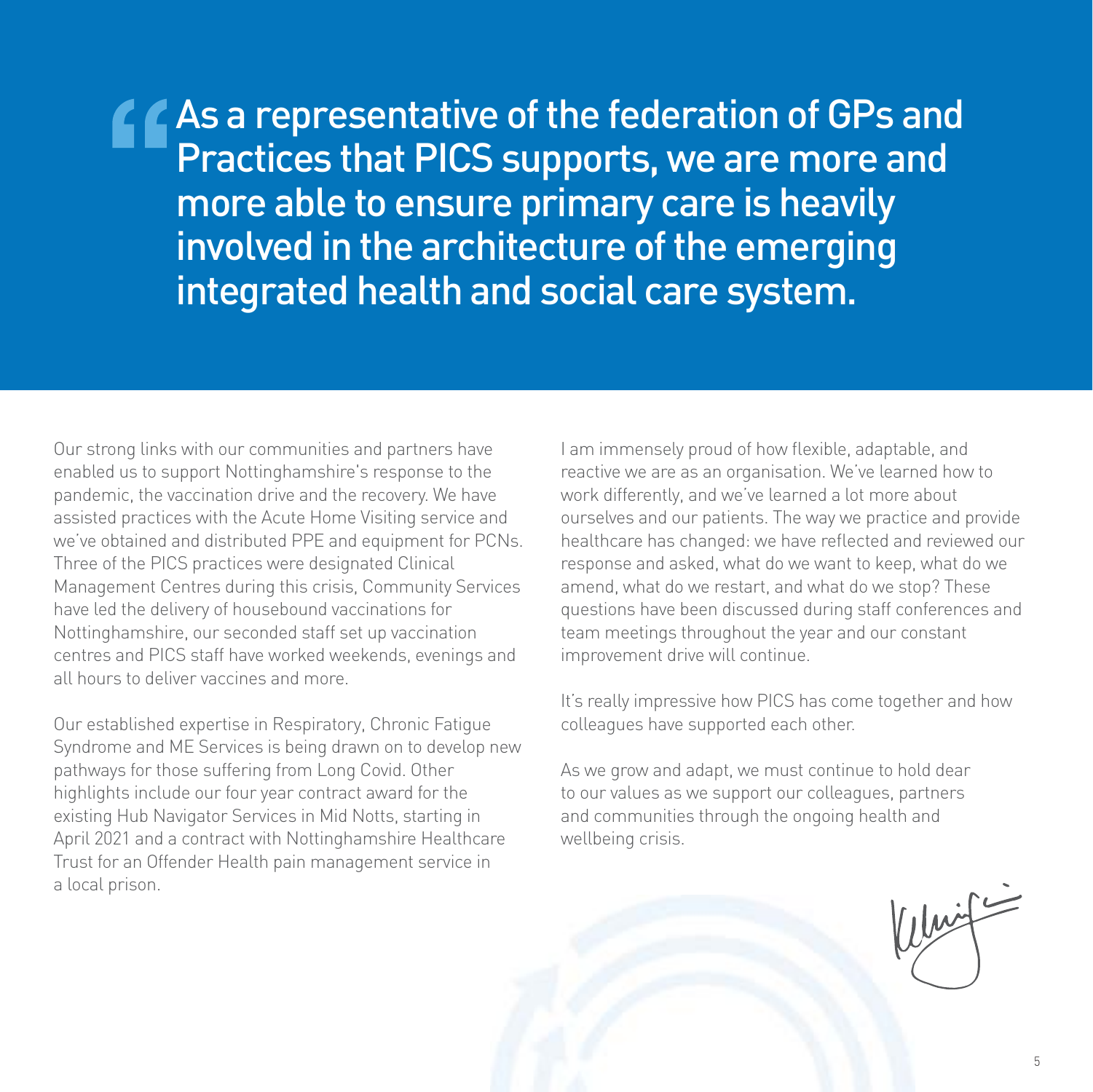> As a representative of the federation of GPs and Practices that PICS supports, we are more and more able to ensure primary care is heavily involved in the architecture of the emerging integrated health and social care system.

Our strong links with our communities and partners have enabled us to support Nottinghamshire's response to the pandemic, the vaccination drive and the recovery. We have assisted practices with the Acute Home Visiting service and we've obtained and distributed PPE and equipment for PCNs. Three of the PICS practices were designated Clinical Management Centres during this crisis, Community Services have led the delivery of housebound vaccinations for Nottinghamshire, our seconded staff set up vaccination centres and PICS staff have worked weekends, evenings and all hours to deliver vaccines and more.

Our established expertise in Respiratory, Chronic Fatigue Syndrome and ME Services is being drawn on to develop new pathways for those suffering from Long Covid. Other highlights include our four year contract award for the existing Hub Navigator Services in Mid Notts, starting in April 2021 and a contract with Nottinghamshire Healthcare Trust for an Offender Health pain management service in a local prison.

I am immensely proud of how flexible, adaptable, and reactive we are as an organisation. We've learned how to work differently, and we've learned a lot more about ourselves and our patients. The way we practice and provide healthcare has changed: we have reflected and reviewed our response and asked, what do we want to keep, what do we amend, what do we restart, and what do we stop? These questions have been discussed during staff conferences and team meetings throughout the year and our constant improvement drive will continue.

It's really impressive how PICS has come together and how colleagues have supported each other.

As we grow and adapt, we must continue to hold dear to our values as we support our colleagues, partners and communities through the ongoing health and wellbeing crisis.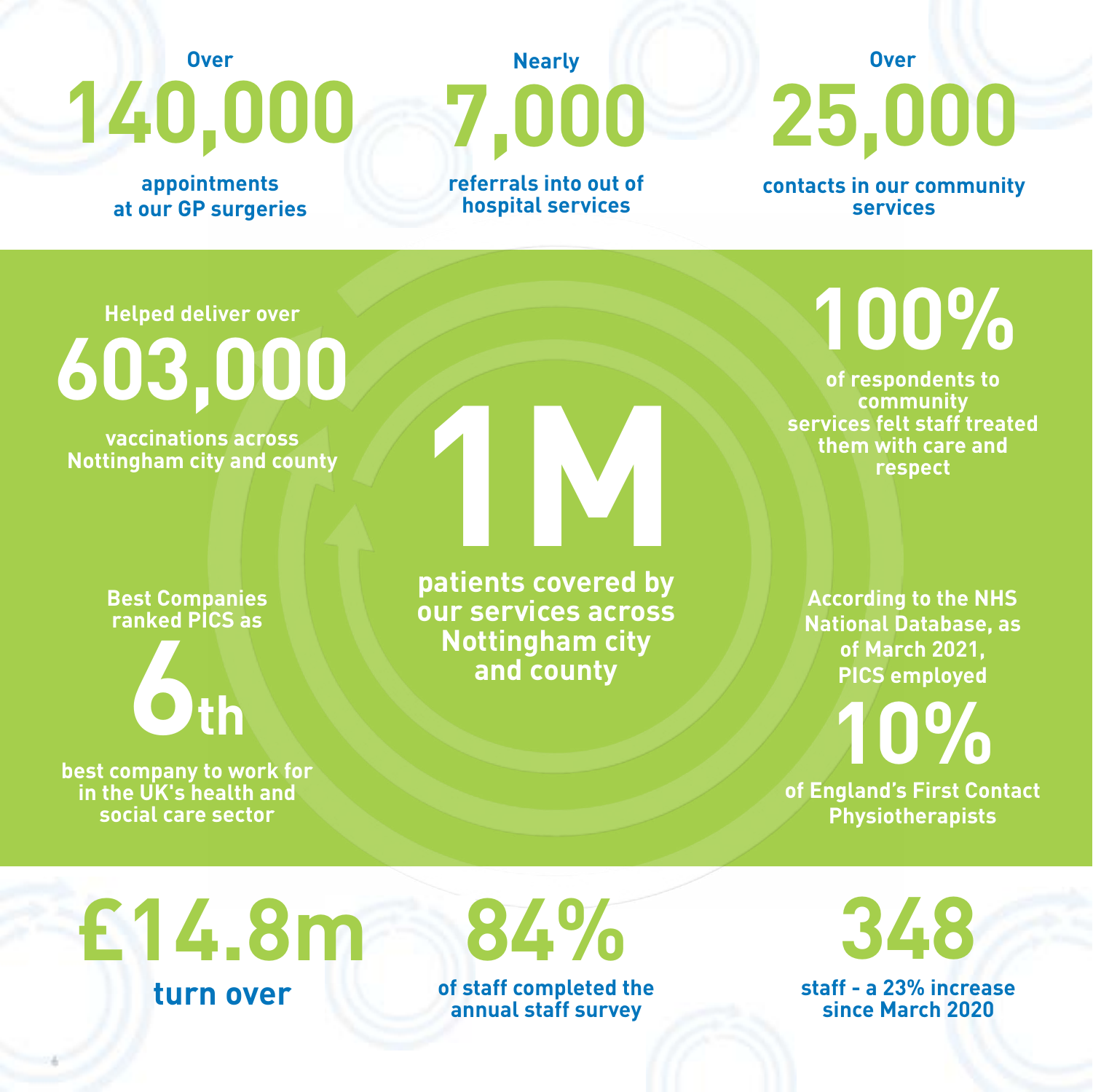Over **140,000** appointments at our GP surgeries

Nearly **7,000** referrals into out of hospital services

Over **25,000** contacts in our community services

Helped deliver over **603,000** vaccinations across Nottingham city and county

**1M** patients covered by our services across Nottingham city and county

**100%** of respondents to community services felt staff treated them with care and respect

Best Companies ranked PICS as **6th** best company to work for in the UK's health and social care sector

According to the NHS National Database, as of March 2021, PICS employed **10%** of England's First Contact Physiotherapists

**£14.8m** turn over

**84%** of staff completed the annual staff survey

**348** staff - a 23% increase since March 2020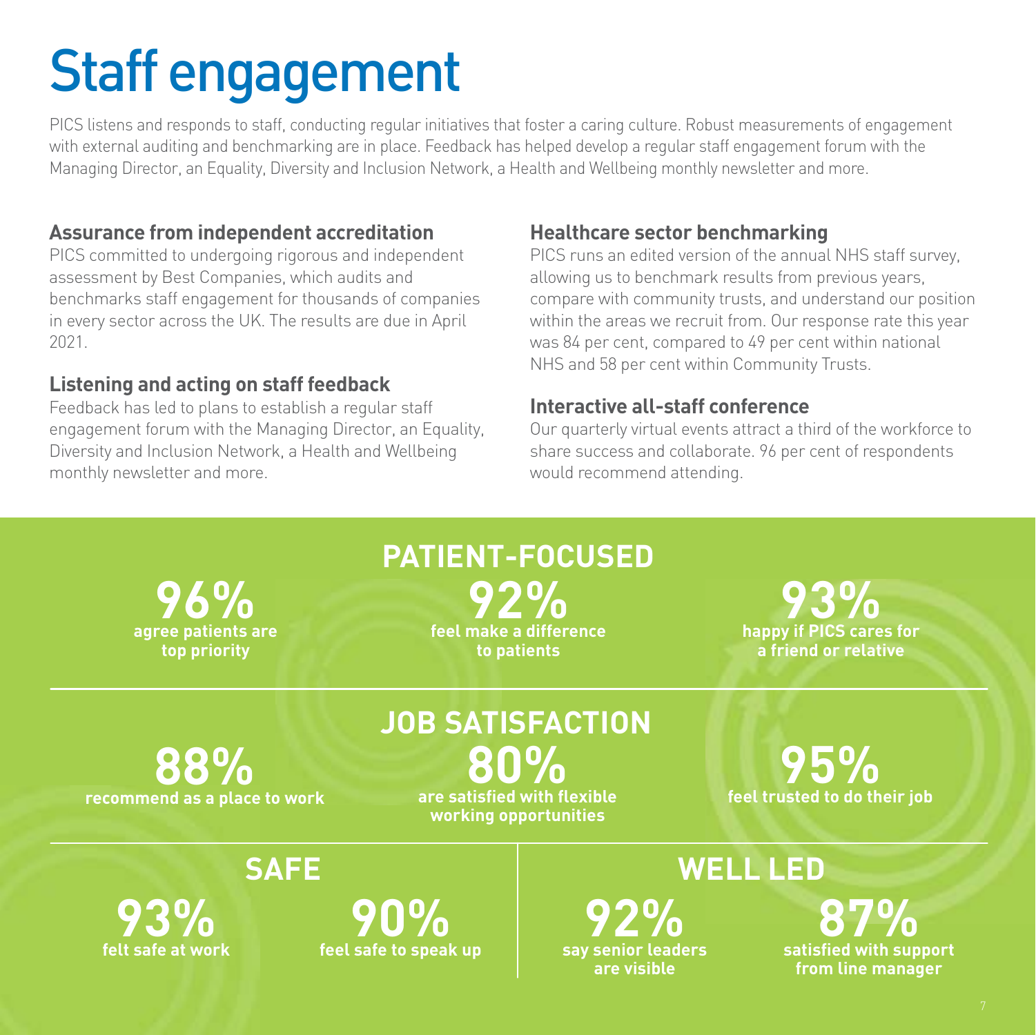# Staff engagement

PICS listens and responds to staff, conducting regular initiatives that foster a caring culture. Robust measurements of engagement with external auditing and benchmarking are in place. Feedback has helped develop a regular staff engagement forum with the Managing Director, an Equality, Diversity and Inclusion Network, a Health and Wellbeing monthly newsletter and more.

### Assurance from independent accreditation

PICS committed to undergoing rigorous and independent assessment by Best Companies, which audits and benchmarks staff engagement for thousands of companies in every sector across the UK. The results are due in April 2021.

### Listening and acting on staff feedback

Feedback has led to plans to establish a regular staff engagement forum with the Managing Director, an Equality, Diversity and Inclusion Network, a Health and Wellbeing monthly newsletter and more.

### Healthcare sector benchmarking

PICS runs an edited version of the annual NHS staff survey, allowing us to benchmark results from previous years, compare with community trusts, and understand our position within the areas we recruit from. Our response rate this year was 84 per cent, compared to 49 per cent within national NHS and 58 per cent within Community Trusts.

### Interactive all-staff conference

Our quarterly virtual events attract a third of the workforce to share success and collaborate. 96 per cent of respondents would recommend attending.

## PATIENT-FOCUSED

**96%** agree patients are top priority

**92%** feel make a difference to patients

**93%** happy if PICS cares for a friend or relative

## JOB SATISFACTION

**88%** recommend as a place to work

**80%** are satisfied with flexible working opportunities

**95%** feel trusted to do their job

## SAFE

**93%** felt safe at work

**90%** feel safe to speak up

## WELL LED

**92%** say senior leaders are visible

**87%** satisfied with support from line manager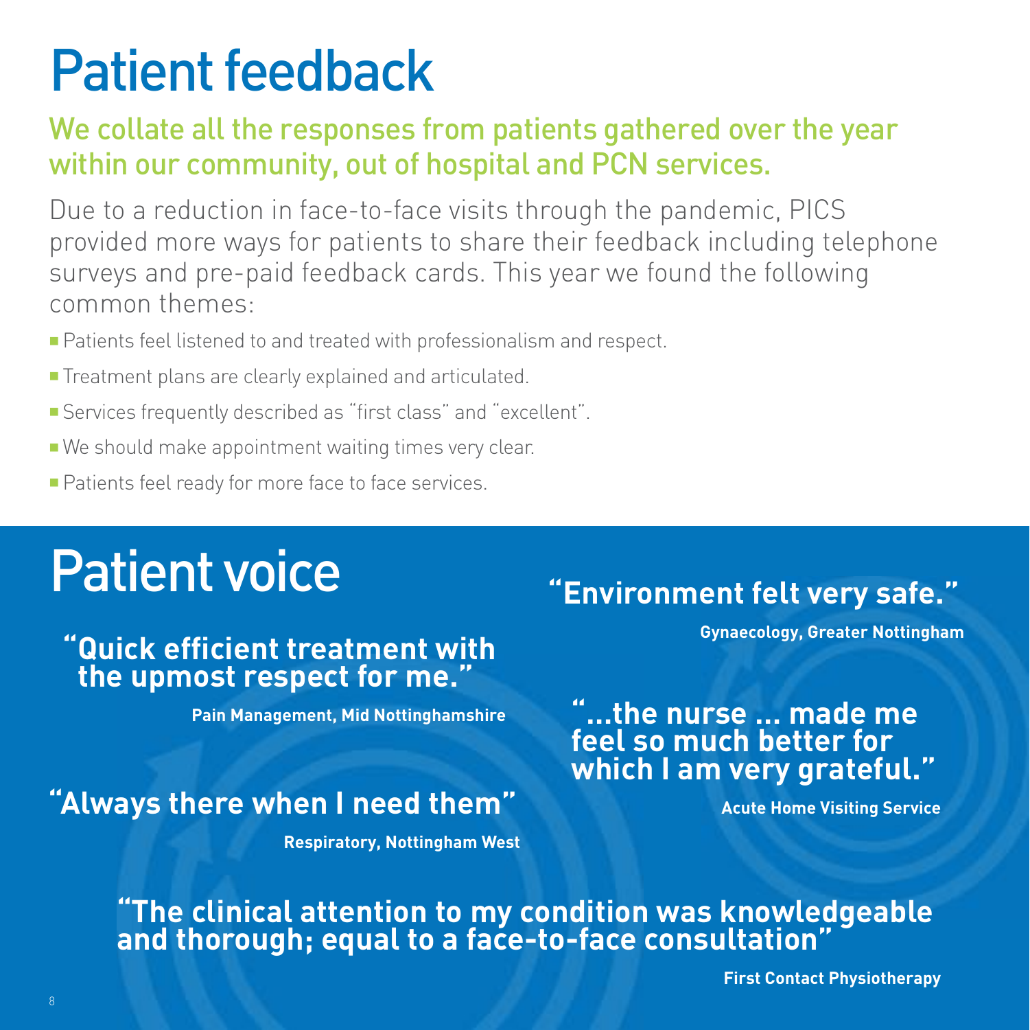# Patient feedback

## We collate all the responses from patients gathered over the year within our community, out of hospital and PCN services.

Due to a reduction in face-to-face visits through the pandemic, PICS provided more ways for patients to share their feedback including telephone surveys and pre-paid feedback cards. This year we found the following common themes:

- Patients feel listened to and treated with professionalism and respect.
- Treatment plans are clearly explained and articulated.
- Services frequently described as "first class" and "excellent".
- We should make appointment waiting times very clear.
- Patients feel ready for more face to face services.

# Patient voice

**"Quick efficient treatment with the upmost respect for me."**

**Pain Management, Mid Nottinghamshire**

**"Always there when I need them"**

**Respiratory, Nottingham West**

**"Environment felt very safe."**

**Gynaecology, Greater Nottingham**

**"...the nurse ... made me feel so much better for which I am very grateful."**

**Acute Home Visiting Service**

**"The clinical attention to my condition was knowledgeable and thorough; equal to a face-to-face consultation"**

**First Contact Physiotherapy**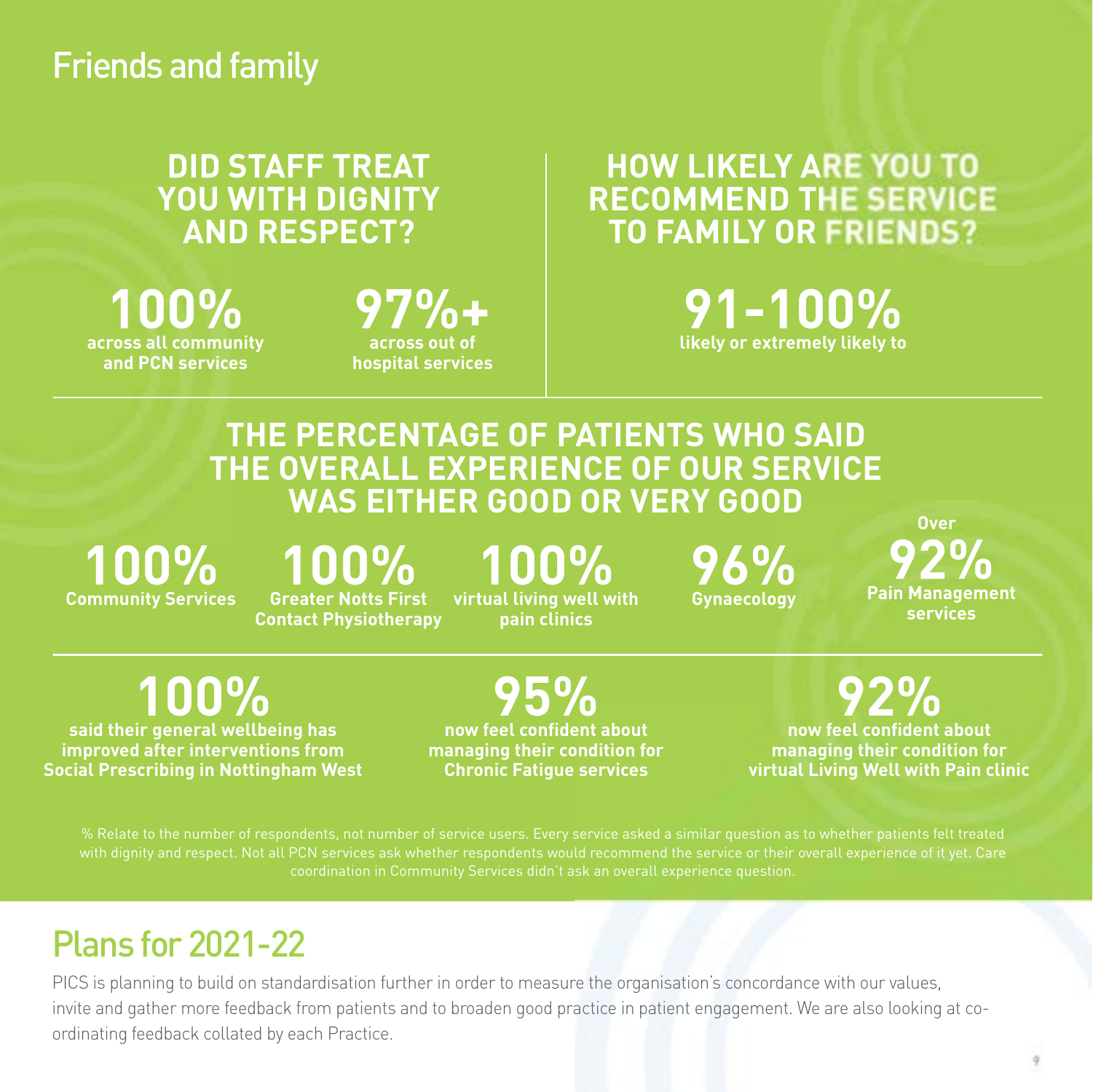## Friends and family

### DID STAFF TREAT YOU WITH DIGNITY AND RESPECT?

**100%**
across all community and PCN services

**97%+**
across out of hospital services

### HOW LIKELY ARE YOU TO RECOMMEND THE SERVICE TO FAMILY OR FRIENDS?

**91-100%**
likely or extremely likely to

### THE PERCENTAGE OF PATIENTS WHO SAID THE OVERALL EXPERIENCE OF OUR SERVICE WAS EITHER GOOD OR VERY GOOD

**100%**
Community Services

**100%**
Greater Notts First Contact Physiotherapy

**100%**
virtual living well with pain clinics

**96%**
Gynaecology

Over **92%**
Pain Management services

---

**100%**
said their general wellbeing has improved after interventions from Social Prescribing in Nottingham West

**95%**
now feel confident about managing their condition for Chronic Fatigue services

**92%**
now feel confident about managing their condition for virtual Living Well with Pain clinic

% Relate to the number of respondents, not number of service users. Every service asked a similar question as to whether patients felt treated with dignity and respect. Not all PCN services ask whether respondents would recommend the service or their overall experience of it yet. Care coordination in Community Services didn't ask an overall experience question.

## Plans for 2021-22

PICS is planning to build on standardisation further in order to measure the organisation's concordance with our values, invite and gather more feedback from patients and to broaden good practice in patient engagement. We are also looking at co-ordinating feedback collated by each Practice.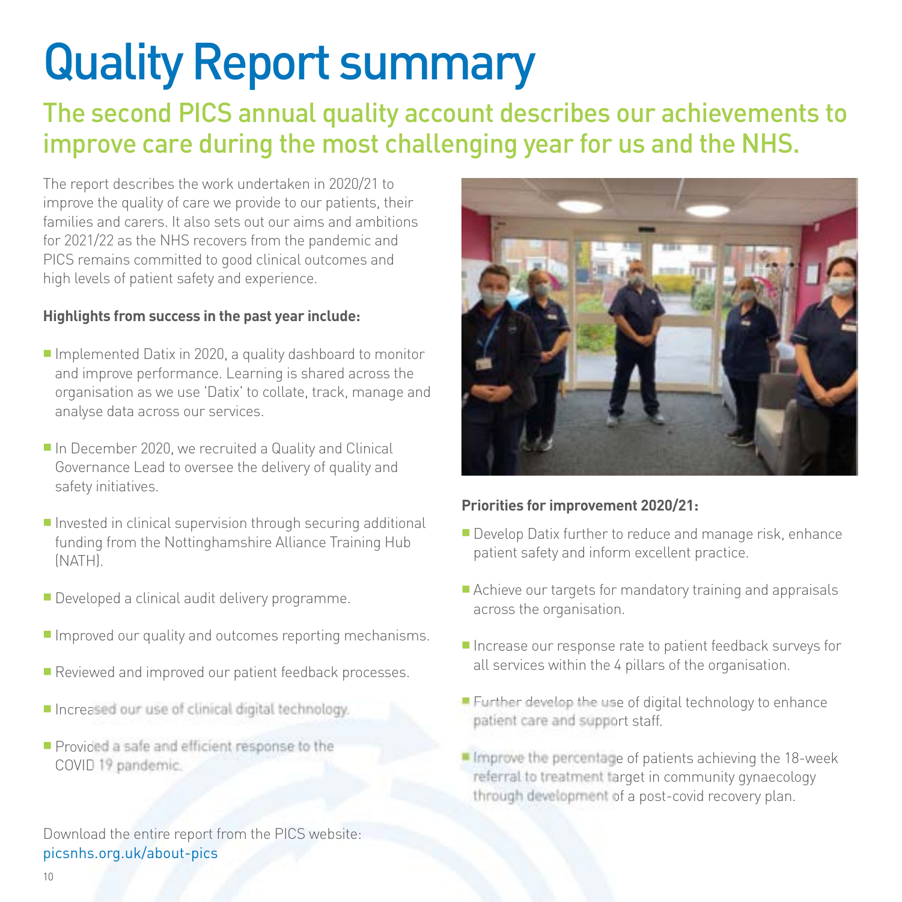# Quality Report summary

## The second PICS annual quality account describes our achievements to improve care during the most challenging year for us and the NHS.

The report describes the work undertaken in 2020/21 to improve the quality of care we provide to our patients, their families and carers. It also sets out our aims and ambitions for 2021/22 as the NHS recovers from the pandemic and PICS remains committed to good clinical outcomes and high levels of patient safety and experience.

**Highlights from success in the past year include:**

- Implemented Datix in 2020, a quality dashboard to monitor and improve performance. Learning is shared across the organisation as we use 'Datix' to collate, track, manage and analyse data across our services.
- In December 2020, we recruited a Quality and Clinical Governance Lead to oversee the delivery of quality and safety initiatives.
- Invested in clinical supervision through securing additional funding from the Nottinghamshire Alliance Training Hub (NATH).
- Developed a clinical audit delivery programme.
- Improved our quality and outcomes reporting mechanisms.
- Reviewed and improved our patient feedback processes.
- Increased our use of clinical digital technology.
- Provided a safe and efficient response to the COVID 19 pandemic.

Download the entire report from the PICS website: picsnhs.org.uk/about-pics

**Priorities for improvement 2020/21:**

- Develop Datix further to reduce and manage risk, enhance patient safety and inform excellent practice.
- Achieve our targets for mandatory training and appraisals across the organisation.
- Increase our response rate to patient feedback surveys for all services within the 4 pillars of the organisation.
- Further develop the use of digital technology to enhance patient care and support staff.
- Improve the percentage of patients achieving the 18-week referral to treatment target in community gynaecology through development of a post-covid recovery plan.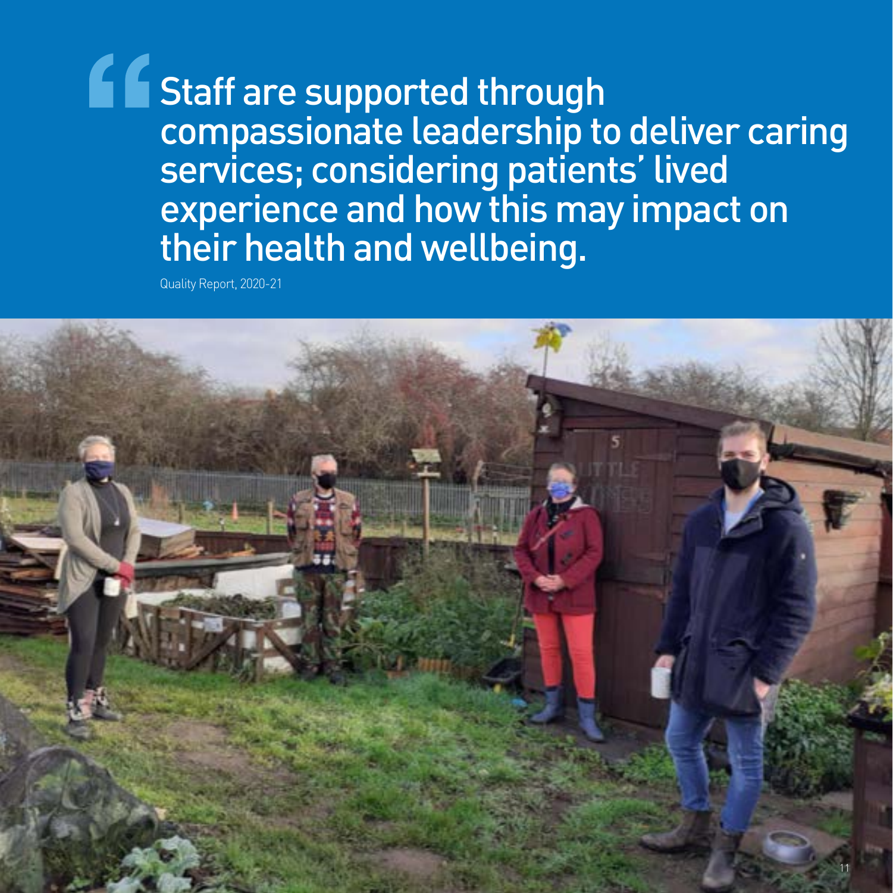> Staff are supported through compassionate leadership to deliver caring services; considering patients' lived experience and how this may impact on their health and wellbeing.

Quality Report, 2020-21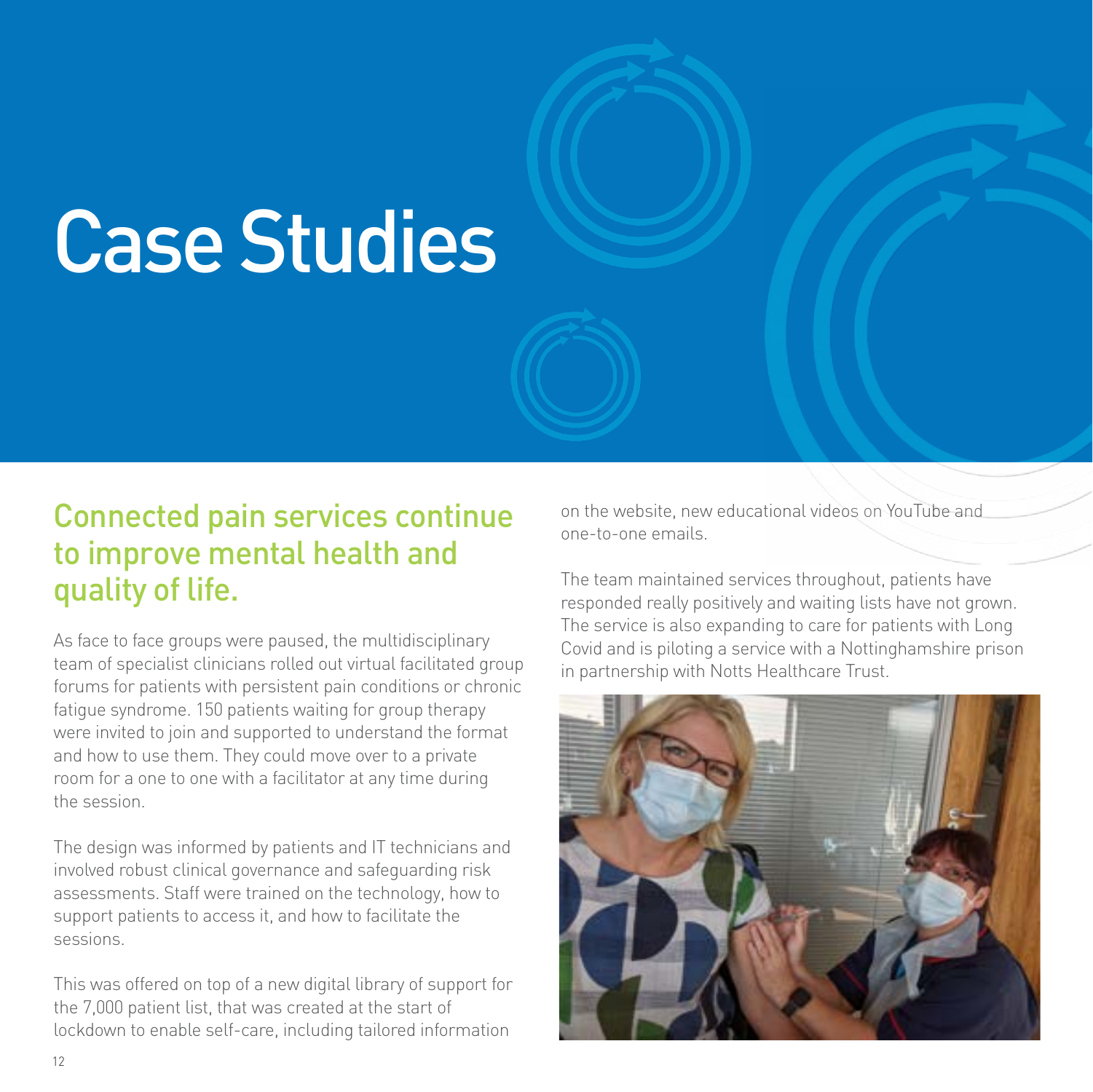# Case Studies

## Connected pain services continue to improve mental health and quality of life.

As face to face groups were paused, the multidisciplinary team of specialist clinicians rolled out virtual facilitated group forums for patients with persistent pain conditions or chronic fatigue syndrome. 150 patients waiting for group therapy were invited to join and supported to understand the format and how to use them. They could move over to a private room for a one to one with a facilitator at any time during the session.

The design was informed by patients and IT technicians and involved robust clinical governance and safeguarding risk assessments. Staff were trained on the technology, how to support patients to access it, and how to facilitate the sessions.

This was offered on top of a new digital library of support for the 7,000 patient list, that was created at the start of lockdown to enable self-care, including tailored information on the website, new educational videos on YouTube and one-to-one emails.

The team maintained services throughout, patients have responded really positively and waiting lists have not grown. The service is also expanding to care for patients with Long Covid and is piloting a service with a Nottinghamshire prison in partnership with Notts Healthcare Trust.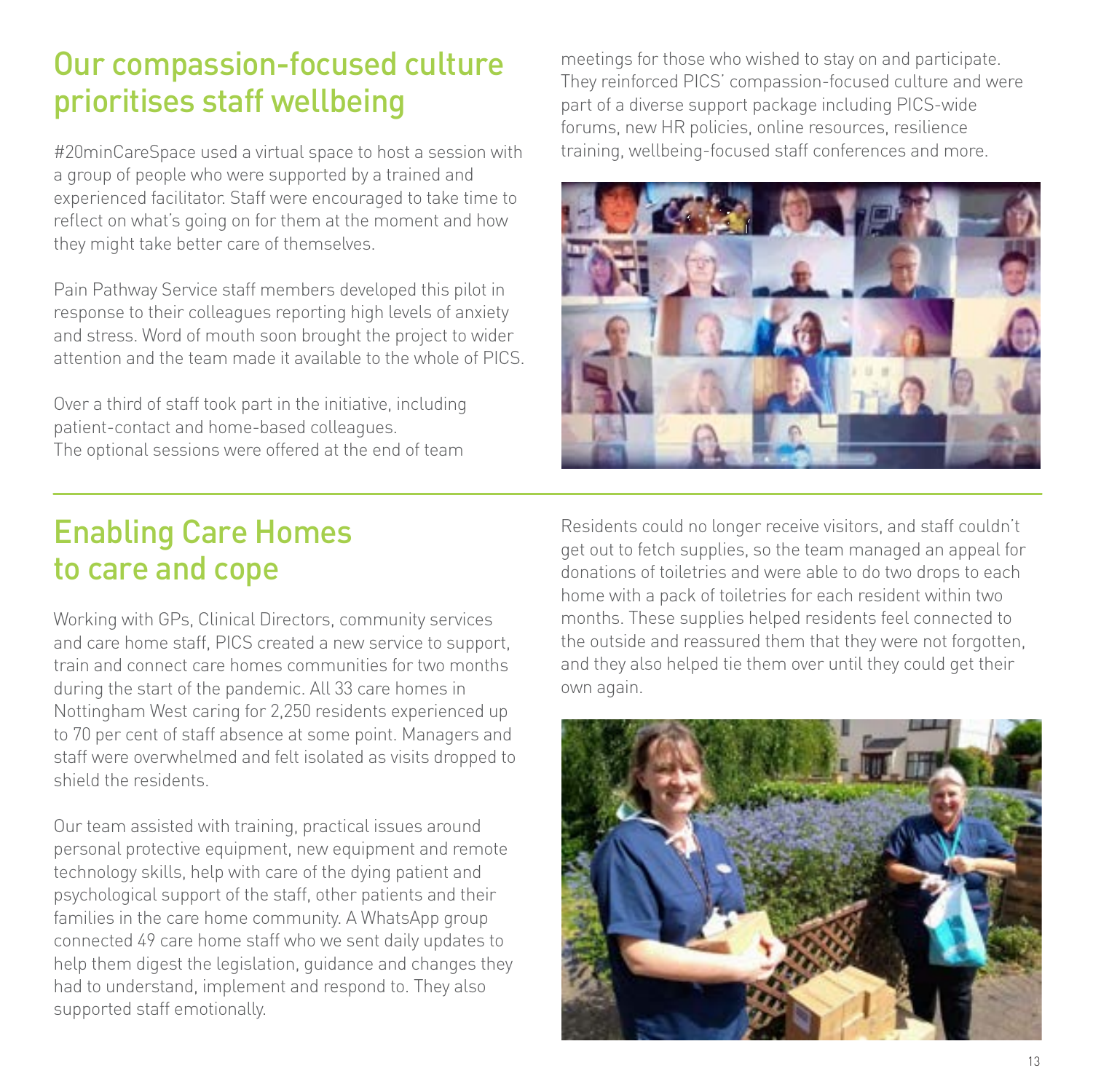## Our compassion-focused culture prioritises staff wellbeing

#20minCareSpace used a virtual space to host a session with a group of people who were supported by a trained and experienced facilitator. Staff were encouraged to take time to reflect on what's going on for them at the moment and how they might take better care of themselves.

Pain Pathway Service staff members developed this pilot in response to their colleagues reporting high levels of anxiety and stress. Word of mouth soon brought the project to wider attention and the team made it available to the whole of PICS.

Over a third of staff took part in the initiative, including patient-contact and home-based colleagues. The optional sessions were offered at the end of team meetings for those who wished to stay on and participate. They reinforced PICS' compassion-focused culture and were part of a diverse support package including PICS-wide forums, new HR policies, online resources, resilience training, wellbeing-focused staff conferences and more.

## Enabling Care Homes to care and cope

Working with GPs, Clinical Directors, community services and care home staff, PICS created a new service to support, train and connect care homes communities for two months during the start of the pandemic. All 33 care homes in Nottingham West caring for 2,250 residents experienced up to 70 per cent of staff absence at some point. Managers and staff were overwhelmed and felt isolated as visits dropped to shield the residents.

Our team assisted with training, practical issues around personal protective equipment, new equipment and remote technology skills, help with care of the dying patient and psychological support of the staff, other patients and their families in the care home community. A WhatsApp group connected 49 care home staff who we sent daily updates to help them digest the legislation, guidance and changes they had to understand, implement and respond to. They also supported staff emotionally.

Residents could no longer receive visitors, and staff couldn't get out to fetch supplies, so the team managed an appeal for donations of toiletries and were able to do two drops to each home with a pack of toiletries for each resident within two months. These supplies helped residents feel connected to the outside and reassured them that they were not forgotten, and they also helped tie them over until they could get their own again.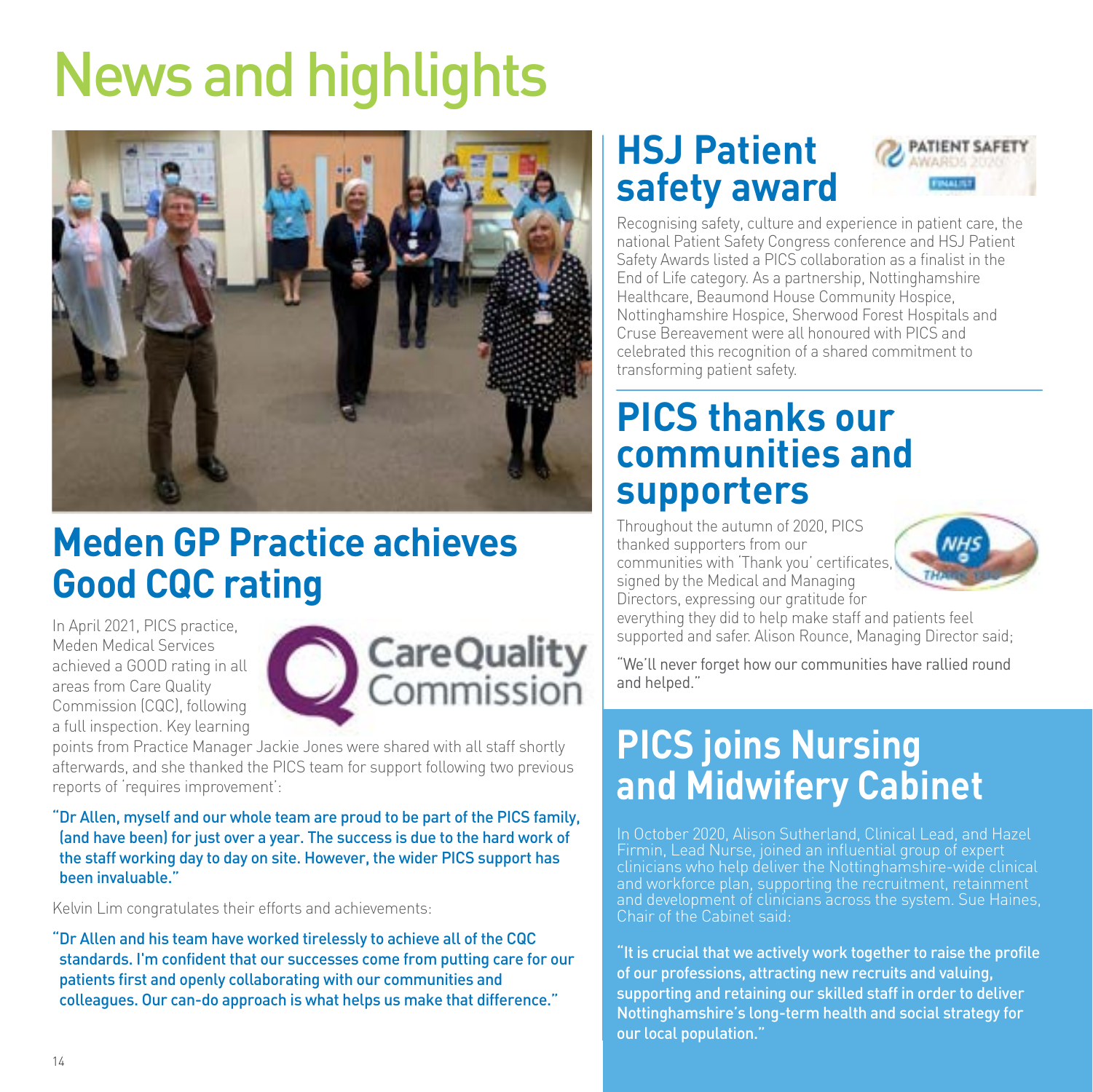# News and highlights

## Meden GP Practice achieves Good CQC rating

In April 2021, PICS practice, Meden Medical Services achieved a GOOD rating in all areas from Care Quality Commission (CQC), following a full inspection. Key learning points from Practice Manager Jackie Jones were shared with all staff shortly afterwards, and she thanked the PICS team for support following two previous reports of 'requires improvement':

"Dr Allen, myself and our whole team are proud to be part of the PICS family, (and have been) for just over a year. The success is due to the hard work of the staff working day to day on site. However, the wider PICS support has been invaluable."

Kelvin Lim congratulates their efforts and achievements:

"Dr Allen and his team have worked tirelessly to achieve all of the CQC standards. I'm confident that our successes come from putting care for our patients first and openly collaborating with our communities and colleagues. Our can-do approach is what helps us make that difference."

## HSJ Patient safety award

Recognising safety, culture and experience in patient care, the national Patient Safety Congress conference and HSJ Patient Safety Awards listed a PICS collaboration as a finalist in the End of Life category. As a partnership, Nottinghamshire Healthcare, Beaumond House Community Hospice, Nottinghamshire Hospice, Sherwood Forest Hospitals and Cruse Bereavement were all honoured with PICS and celebrated this recognition of a shared commitment to transforming patient safety.

## PICS thanks our communities and supporters

Throughout the autumn of 2020, PICS thanked supporters from our communities with 'Thank you' certificates, signed by the Medical and Managing Directors, expressing our gratitude for everything they did to help make staff and patients feel supported and safer. Alison Rounce, Managing Director said;

"We'll never forget how our communities have rallied round and helped."

## PICS joins Nursing and Midwifery Cabinet

In October 2020, Alison Sutherland, Clinical Lead, and Hazel Firmin, Lead Nurse, joined an influential group of expert clinicians who help deliver the Nottinghamshire-wide clinical and workforce plan, supporting the recruitment, retainment and development of clinicians across the system. Sue Haines, Chair of the Cabinet said:

"It is crucial that we actively work together to raise the profile of our professions, attracting new recruits and valuing, supporting and retaining our skilled staff in order to deliver Nottinghamshire's long-term health and social strategy for our local population."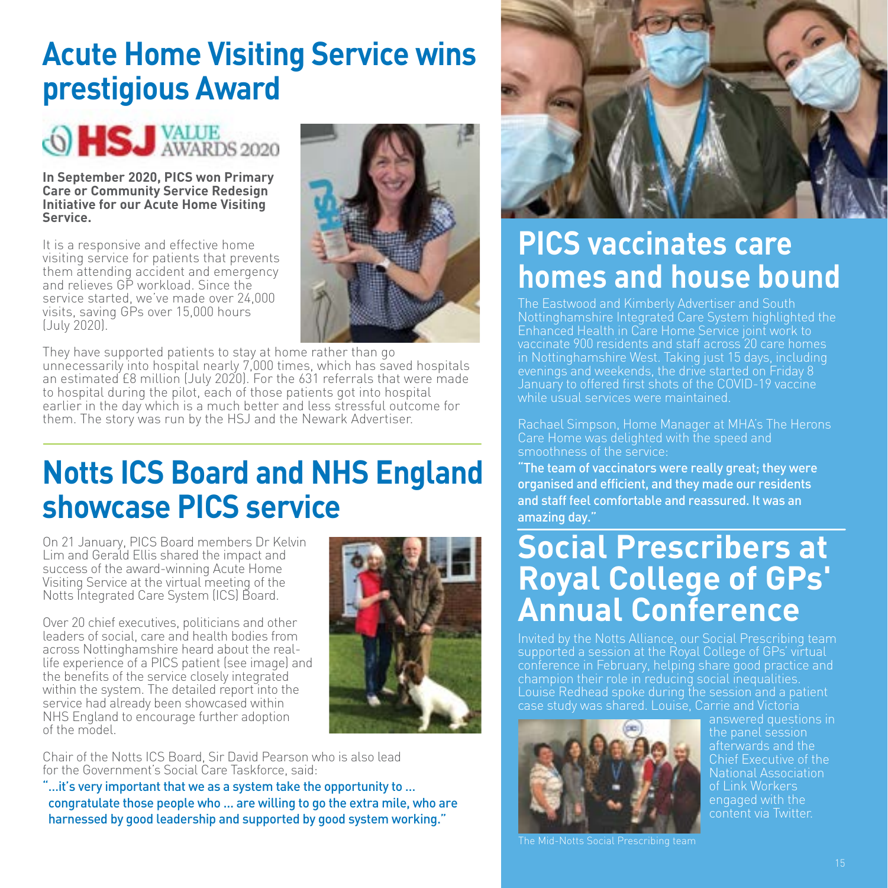# Acute Home Visiting Service wins prestigious Award

HSJ VALUE AWARDS 2020

**In September 2020, PICS won Primary Care or Community Service Redesign Initiative for our Acute Home Visiting Service.**

It is a responsive and effective home visiting service for patients that prevents them attending accident and emergency and relieves GP workload. Since the service started, we've made over 24,000 visits, saving GPs over 15,000 hours (July 2020).

They have supported patients to stay at home rather than go unnecessarily into hospital nearly 7,000 times, which has saved hospitals an estimated £8 million (July 2020). For the 631 referrals that were made to hospital during the pilot, each of those patients got into hospital earlier in the day which is a much better and less stressful outcome for them. The story was run by the HSJ and the Newark Advertiser.

# Notts ICS Board and NHS England showcase PICS service

On 21 January, PICS Board members Dr Kelvin Lim and Gerald Ellis shared the impact and success of the award-winning Acute Home Visiting Service at the virtual meeting of the Notts Integrated Care System (ICS) Board.

Over 20 chief executives, politicians and other leaders of social, care and health bodies from across Nottinghamshire heard about the real-life experience of a PICS patient (see image) and the benefits of the service closely integrated within the system. The detailed report into the service had already been showcased within NHS England to encourage further adoption of the model.

Chair of the Notts ICS Board, Sir David Pearson who is also lead for the Government's Social Care Taskforce, said:

"...it's very important that we as a system take the opportunity to ... congratulate those people who ... are willing to go the extra mile, who are harnessed by good leadership and supported by good system working."

# PICS vaccinates care homes and house bound

The Eastwood and Kimberly Advertiser and South Nottinghamshire Integrated Care System highlighted the Enhanced Health in Care Home Service joint work to vaccinate 900 residents and staff across 20 care homes in Nottinghamshire West. Taking just 15 days, including evenings and weekends, the drive started on Friday 8 January to offered first shots of the COVID-19 vaccine while usual services were maintained.

Rachael Simpson, Home Manager at MHA's The Herons Care Home was delighted with the speed and smoothness of the service:

"The team of vaccinators were really great; they were organised and efficient, and they made our residents and staff feel comfortable and reassured. It was an amazing day."

# Social Prescribers at Royal College of GPs' Annual Conference

Invited by the Notts Alliance, our Social Prescribing team supported a session at the Royal College of GPs' virtual conference in February, helping share good practice and champion their role in reducing social inequalities. Louise Redhead spoke during the session and a patient case study was shared. Louise, Carrie and Victoria answered questions in the panel session afterwards and the Chief Executive of the National Association of Link Workers engaged with the content via Twitter.

The Mid-Notts Social Prescribing team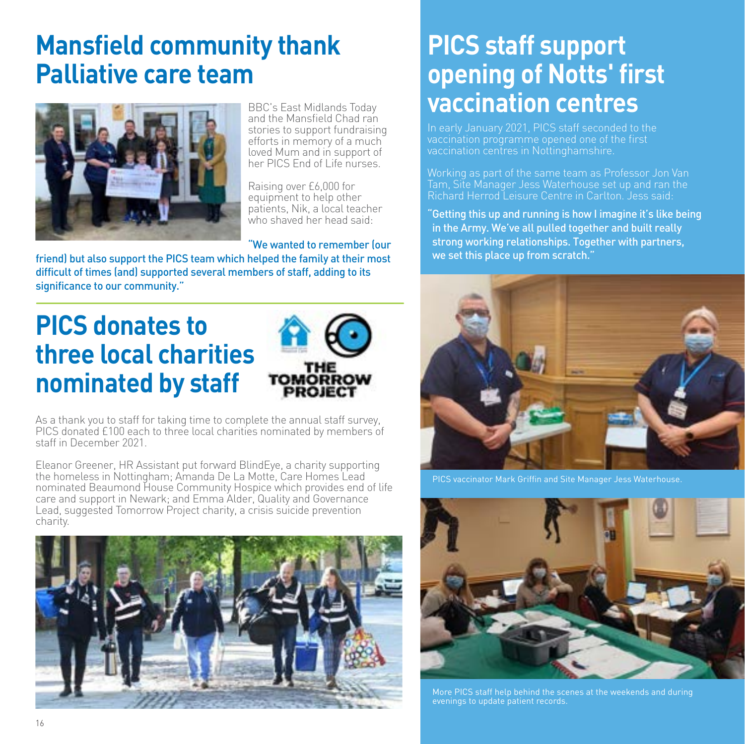# Mansfield community thank Palliative care team

BBC's East Midlands Today and the Mansfield Chad ran stories to support fundraising efforts in memory of a much loved Mum and in support of her PICS End of Life nurses.

Raising over £6,000 for equipment to help other patients, Nik, a local teacher who shaved her head said:

**"We wanted to remember (our friend) but also support the PICS team which helped the family at their most difficult of times (and) supported several members of staff, adding to its significance to our community."**

# PICS donates to three local charities nominated by staff

As a thank you to staff for taking time to complete the annual staff survey, PICS donated £100 each to three local charities nominated by members of staff in December 2021.

Eleanor Greener, HR Assistant put forward BlindEye, a charity supporting the homeless in Nottingham; Amanda De La Motte, Care Homes Lead nominated Beaumond House Community Hospice which provides end of life care and support in Newark; and Emma Alder, Quality and Governance Lead, suggested Tomorrow Project charity, a crisis suicide prevention charity.

# PICS staff support opening of Notts' first vaccination centres

In early January 2021, PICS staff seconded to the vaccination programme opened one of the first vaccination centres in Nottinghamshire.

Working as part of the same team as Professor Jon Van Tam, Site Manager Jess Waterhouse set up and ran the Richard Herrod Leisure Centre in Carlton. Jess said:

**"Getting this up and running is how I imagine it's like being in the Army. We've all pulled together and built really strong working relationships. Together with partners, we set this place up from scratch."**

PICS vaccinator Mark Griffin and Site Manager Jess Waterhouse.

More PICS staff help behind the scenes at the weekends and during evenings to update patient records.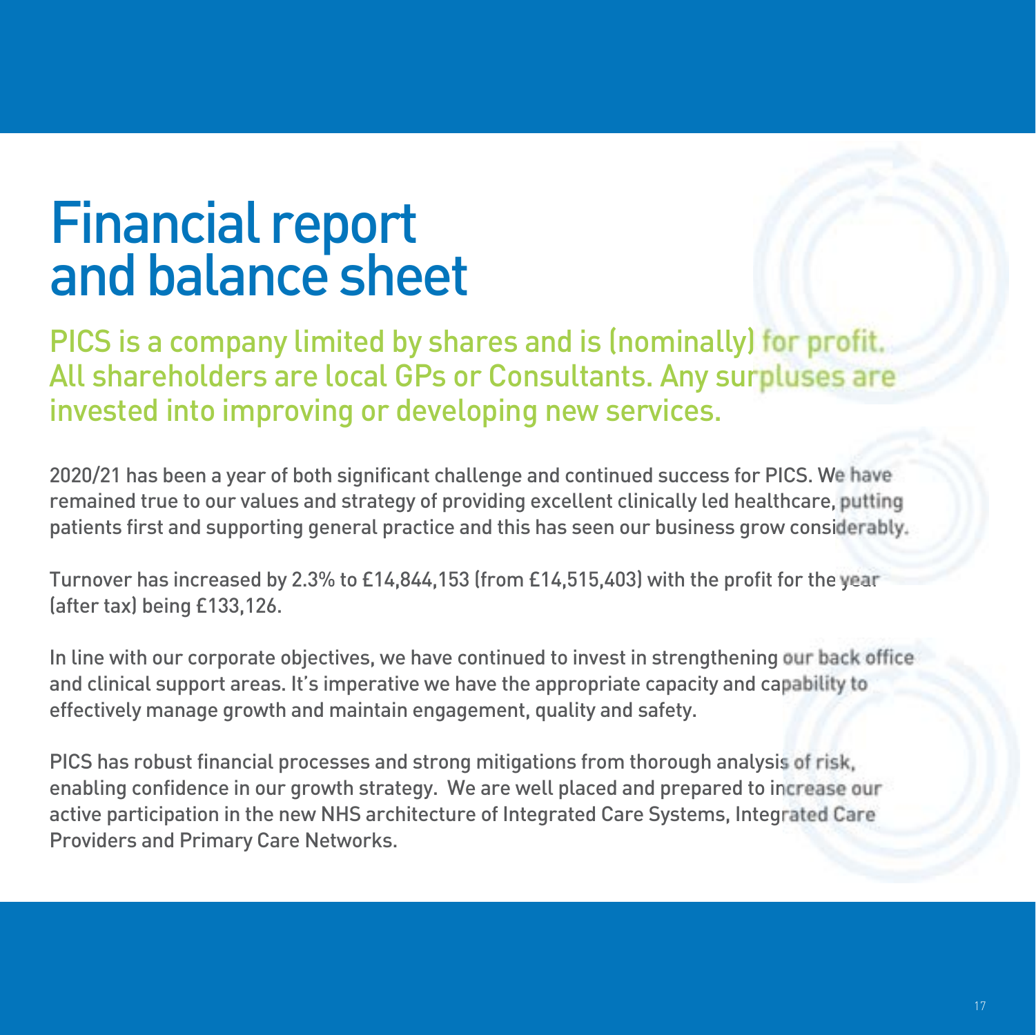# Financial report and balance sheet

PICS is a company limited by shares and is (nominally) for profit. All shareholders are local GPs or Consultants. Any surpluses are invested into improving or developing new services.

2020/21 has been a year of both significant challenge and continued success for PICS. We have remained true to our values and strategy of providing excellent clinically led healthcare, putting patients first and supporting general practice and this has seen our business grow considerably.

Turnover has increased by 2.3% to £14,844,153 (from £14,515,403) with the profit for the year (after tax) being £133,126.

In line with our corporate objectives, we have continued to invest in strengthening our back office and clinical support areas. It's imperative we have the appropriate capacity and capability to effectively manage growth and maintain engagement, quality and safety.

PICS has robust financial processes and strong mitigations from thorough analysis of risk, enabling confidence in our growth strategy. We are well placed and prepared to increase our active participation in the new NHS architecture of Integrated Care Systems, Integrated Care Providers and Primary Care Networks.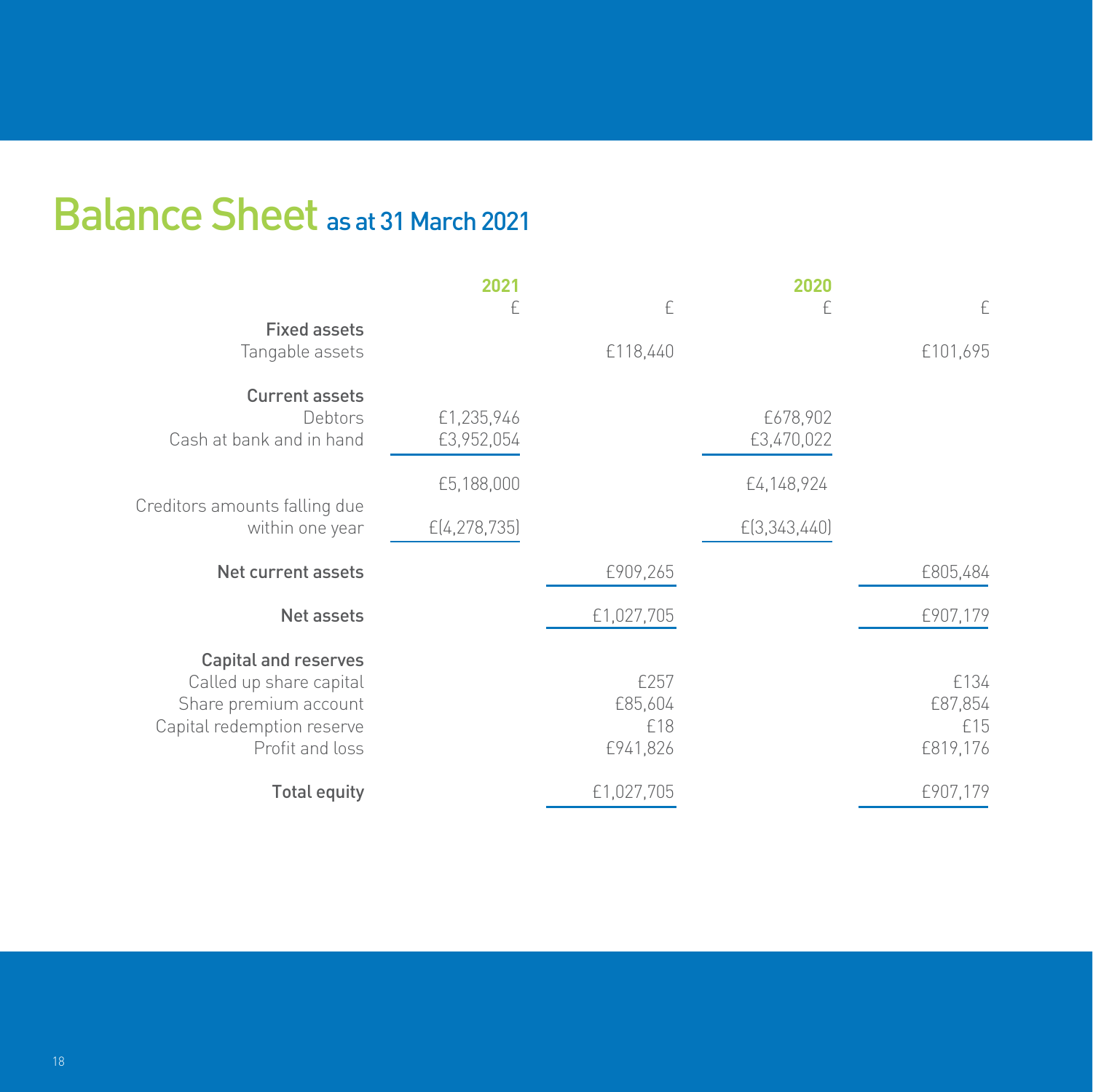# Balance Sheet as at 31 March 2021

| | 2021 | | 2020 | |
|---|---|---|---|---|
| | £ | £ | £ | £ |
| **Fixed assets** | | | | |
| Tangable assets | | £118,440 | | £101,695 |
| **Current assets** | | | | |
| Debtors | £1,235,946 | | £678,902 | |
| Cash at bank and in hand | £3,952,054 | | £3,470,022 | |
| | £5,188,000 | | £4,148,924 | |
| Creditors amounts falling due within one year | £(4,278,735) | | £(3,343,440) | |
| **Net current assets** | | £909,265 | | £805,484 |
| **Net assets** | | £1,027,705 | | £907,179 |
| **Capital and reserves** | | | | |
| Called up share capital | | £257 | | £134 |
| Share premium account | | £85,604 | | £87,854 |
| Capital redemption reserve | | £18 | | £15 |
| Profit and loss | | £941,826 | | £819,176 |
| **Total equity** | | £1,027,705 | | £907,179 |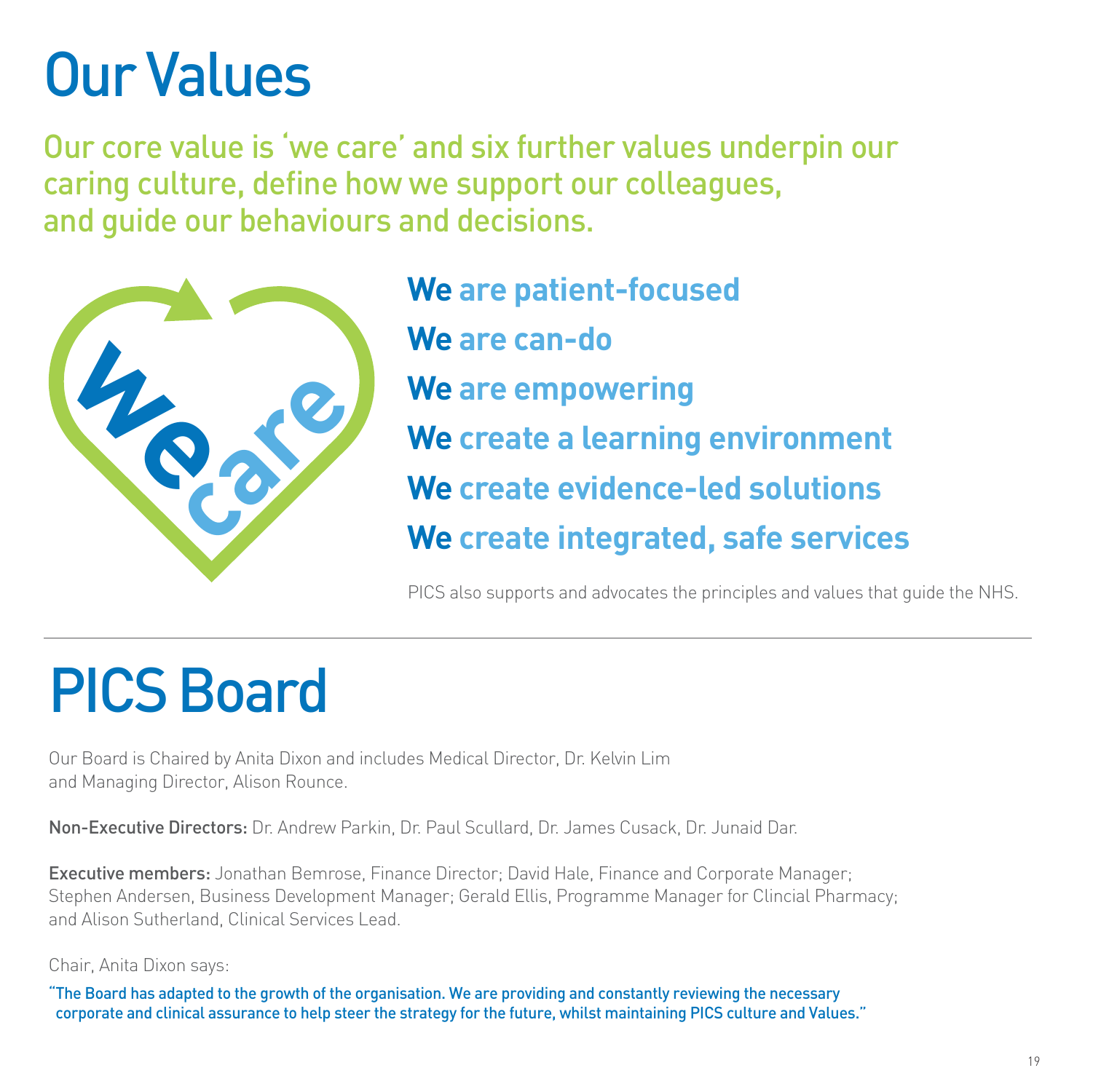# Our Values

Our core value is 'we care' and six further values underpin our caring culture, define how we support our colleagues, and guide our behaviours and decisions.

**We** **are patient-focused**

**We** **are can-do**

**We** **are empowering**

**We** **create a learning environment**

**We** **create evidence-led solutions**

**We** **create integrated, safe services**

PICS also supports and advocates the principles and values that guide the NHS.

---

# PICS Board

Our Board is Chaired by Anita Dixon and includes Medical Director, Dr. Kelvin Lim and Managing Director, Alison Rounce.

**Non-Executive Directors:** Dr. Andrew Parkin, Dr. Paul Scullard, Dr. James Cusack, Dr. Junaid Dar.

**Executive members:** Jonathan Bemrose, Finance Director; David Hale, Finance and Corporate Manager; Stephen Andersen, Business Development Manager; Gerald Ellis, Programme Manager for Clincial Pharmacy; and Alison Sutherland, Clinical Services Lead.

Chair, Anita Dixon says:

"The Board has adapted to the growth of the organisation. We are providing and constantly reviewing the necessary corporate and clinical assurance to help steer the strategy for the future, whilst maintaining PICS culture and Values."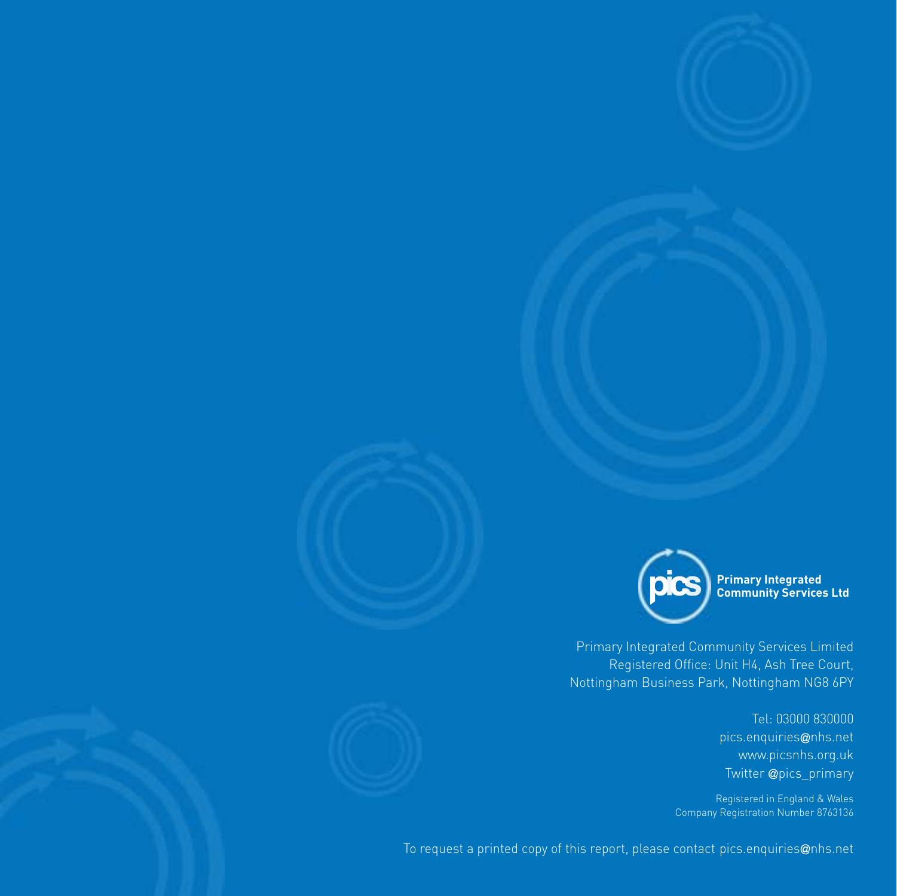**Primary Integrated Community Services Ltd**

Primary Integrated Community Services Limited
Registered Office: Unit H4, Ash Tree Court,
Nottingham Business Park, Nottingham NG8 6PY

Tel: 03000 830000
pics.enquiries@nhs.net
www.picsnhs.org.uk
Twitter @pics_primary

Registered in England & Wales
Company Registration Number 8763136

To request a printed copy of this report, please contact pics.enquiries@nhs.net